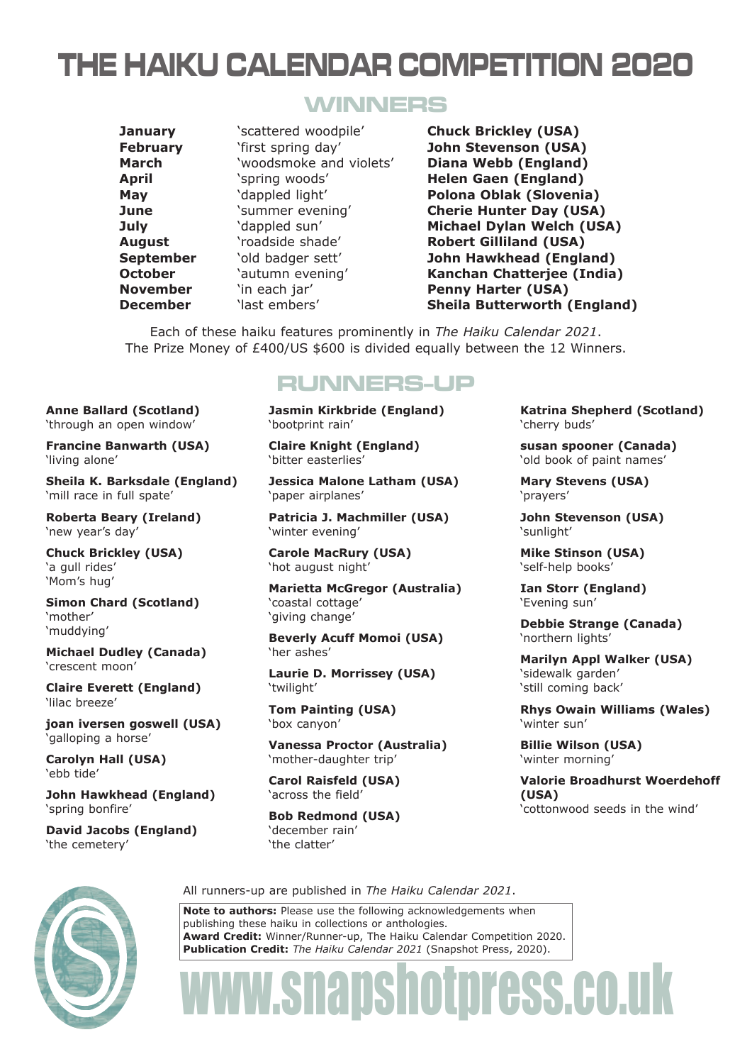# THE HAIKU CALENDAR COMPETITION 2020

## WINNERS

| Month | Haiku | Winner |
|---|---|---|
| **January** | 'scattered woodpile' | **Chuck Brickley (USA)** |
| **February** | 'first spring day' | **John Stevenson (USA)** |
| **March** | 'woodsmoke and violets' | **Diana Webb (England)** |
| **April** | 'spring woods' | **Helen Gaen (England)** |
| **May** | 'dappled light' | **Polona Oblak (Slovenia)** |
| **June** | 'summer evening' | **Cherie Hunter Day (USA)** |
| **July** | 'dappled sun' | **Michael Dylan Welch (USA)** |
| **August** | 'roadside shade' | **Robert Gilliland (USA)** |
| **September** | 'old badger sett' | **John Hawkhead (England)** |
| **October** | 'autumn evening' | **Kanchan Chatterjee (India)** |
| **November** | 'in each jar' | **Penny Harter (USA)** |
| **December** | 'last embers' | **Sheila Butterworth (England)** |

Each of these haiku features prominently in *The Haiku Calendar 2021*.
The Prize Money of £400/US $600 is divided equally between the 12 Winners.

## RUNNERS-UP

**Anne Ballard (Scotland)**
'through an open window'

**Francine Banwarth (USA)**
'living alone'

**Sheila K. Barksdale (England)**
'mill race in full spate'

**Roberta Beary (Ireland)**
'new year's day'

**Chuck Brickley (USA)**
'a gull rides'
'Mom's hug'

**Simon Chard (Scotland)**
'mother'
'muddying'

**Michael Dudley (Canada)**
'crescent moon'

**Claire Everett (England)**
'lilac breeze'

**joan iversen goswell (USA)**
'galloping a horse'

**Carolyn Hall (USA)**
'ebb tide'

**John Hawkhead (England)**
'spring bonfire'

**David Jacobs (England)**
'the cemetery'

**Jasmin Kirkbride (England)**
'bootprint rain'

**Claire Knight (England)**
'bitter easterlies'

**Jessica Malone Latham (USA)**
'paper airplanes'

**Patricia J. Machmiller (USA)**
'winter evening'

**Carole MacRury (USA)**
'hot august night'

**Marietta McGregor (Australia)**
'coastal cottage'
'giving change'

**Beverly Acuff Momoi (USA)**
'her ashes'

**Laurie D. Morrissey (USA)**
'twilight'

**Tom Painting (USA)**
'box canyon'

**Vanessa Proctor (Australia)**
'mother-daughter trip'

**Carol Raisfeld (USA)**
'across the field'

**Bob Redmond (USA)**
'december rain'
'the clatter'

**Katrina Shepherd (Scotland)**
'cherry buds'

**susan spooner (Canada)**
'old book of paint names'

**Mary Stevens (USA)**
'prayers'

**John Stevenson (USA)**
'sunlight'

**Mike Stinson (USA)**
'self-help books'

**Ian Storr (England)**
'Evening sun'

**Debbie Strange (Canada)**
'northern lights'

**Marilyn Appl Walker (USA)**
'sidewalk garden'
'still coming back'

**Rhys Owain Williams (Wales)**
'winter sun'

**Billie Wilson (USA)**
'winter morning'

**Valorie Broadhurst Woerdehoff (USA)**
'cottonwood seeds in the wind'

All runners-up are published in *The Haiku Calendar 2021*.

**Note to authors:** Please use the following acknowledgements when publishing these haiku in collections or anthologies.
**Award Credit:** Winner/Runner-up, The Haiku Calendar Competition 2020.
**Publication Credit:** *The Haiku Calendar 2021* (Snapshot Press, 2020).

www.snapshotpress.co.uk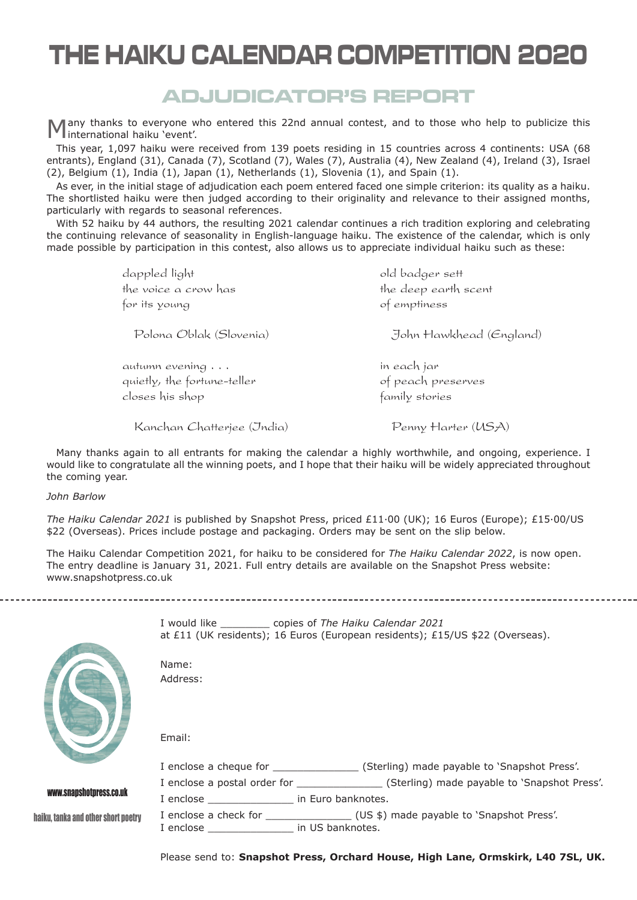# THE HAIKU CALENDAR COMPETITION 2020

## ADJUDICATOR'S REPORT

Many thanks to everyone who entered this 22nd annual contest, and to those who help to publicize this international haiku 'event'.

This year, 1,097 haiku were received from 139 poets residing in 15 countries across 4 continents: USA (68 entrants), England (31), Canada (7), Scotland (7), Wales (7), Australia (4), New Zealand (4), Ireland (3), Israel (2), Belgium (1), India (1), Japan (1), Netherlands (1), Slovenia (1), and Spain (1).

As ever, in the initial stage of adjudication each poem entered faced one simple criterion: its quality as a haiku. The shortlisted haiku were then judged according to their originality and relevance to their assigned months, particularly with regards to seasonal references.

With 52 haiku by 44 authors, the resulting 2021 calendar continues a rich tradition exploring and celebrating the continuing relevance of seasonality in English-language haiku. The existence of the calendar, which is only made possible by participation in this contest, also allows us to appreciate individual haiku such as these:

dappled light
the voice a crow has
for its young

Polona Oblak (Slovenia)

old badger sett
the deep earth scent
of emptiness

John Hawkhead (England)

autumn evening . . .
quietly, the fortune-teller
closes his shop

Kanchan Chatterjee (India)

in each jar
of peach preserves
family stories

Penny Harter (USA)

Many thanks again to all entrants for making the calendar a highly worthwhile, and ongoing, experience. I would like to congratulate all the winning poets, and I hope that their haiku will be widely appreciated throughout the coming year.

*John Barlow*

*The Haiku Calendar 2021* is published by Snapshot Press, priced £11·00 (UK); 16 Euros (Europe); £15·00/US $22 (Overseas). Prices include postage and packaging. Orders may be sent on the slip below.

The Haiku Calendar Competition 2021, for haiku to be considered for *The Haiku Calendar 2022*, is now open. The entry deadline is January 31, 2021. Full entry details are available on the Snapshot Press website: www.snapshotpress.co.uk

---

I would like ________ copies of *The Haiku Calendar 2021*
at £11 (UK residents); 16 Euros (European residents); £15/US $22 (Overseas).

Name:

Address:

Email:

I enclose a cheque for ______________ (Sterling) made payable to 'Snapshot Press'.
I enclose a postal order for ______________ (Sterling) made payable to 'Snapshot Press'.
I enclose ______________ in Euro banknotes.
I enclose a check for ______________ (US $) made payable to 'Snapshot Press'.
I enclose ______________ in US banknotes.

www.snapshotpress.co.uk

haiku, tanka and other short poetry

Please send to: **Snapshot Press, Orchard House, High Lane, Ormskirk, L40 7SL, UK.**